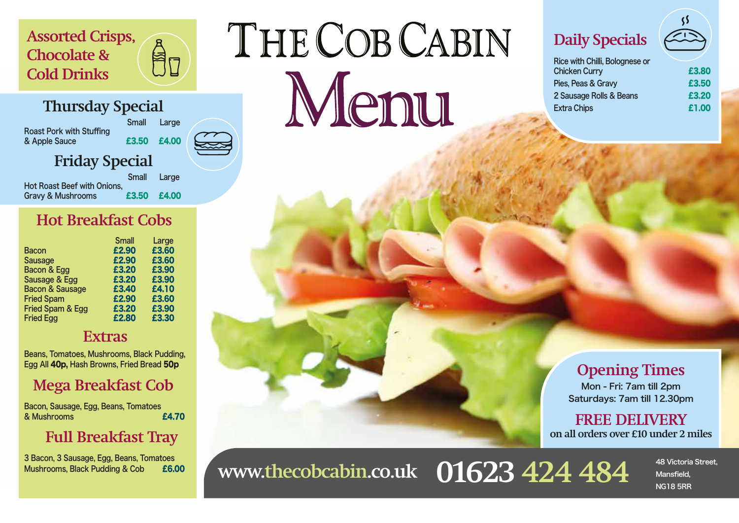# The Cob Cabin Menu

## Assorted Crisps, Chocolate & Cold Drinks

## Thursday Special

| | Small | Large |
|---|---|---|
| Roast Pork with Stuffing & Apple Sauce | £3.50 | £4.00 |

## Friday Special

| | Small | Large |
|---|---|---|
| Hot Roast Beef with Onions, Gravy & Mushrooms | £3.50 | £4.00 |

## Hot Breakfast Cobs

| | Small | Large |
|---|---|---|
| Bacon | £2.90 | £3.60 |
| Sausage | £2.90 | £3.60 |
| Bacon & Egg | £3.20 | £3.90 |
| Sausage & Egg | £3.20 | £3.90 |
| Bacon & Sausage | £3.40 | £4.10 |
| Fried Spam | £2.90 | £3.60 |
| Fried Spam & Egg | £3.20 | £3.90 |
| Fried Egg | £2.80 | £3.30 |

## Extras

Beans, Tomatoes, Mushrooms, Black Pudding, Egg All **40p,** Hash Browns, Fried Bread **50p**

## Mega Breakfast Cob

Bacon, Sausage, Egg, Beans, Tomatoes & Mushrooms **£4.70**

## Full Breakfast Tray

3 Bacon, 3 Sausage, Egg, Beans, Tomatoes Mushrooms, Black Pudding & Cob **£6.00**

## Daily Specials

| | |
|---|---|
| Rice with Chilli, Bolognese or Chicken Curry | £3.80 |
| Pies, Peas & Gravy | £3.50 |
| 2 Sausage Rolls & Beans | £3.20 |
| Extra Chips | £1.00 |

## Opening Times

Mon - Fri: 7am till 2pm
Saturdays: 7am till 12.30pm

## FREE DELIVERY

on all orders over £10 under 2 miles

www.thecobcabin.co.uk **01623 424 484**

48 Victoria Street,
Mansfield,
NG18 5RR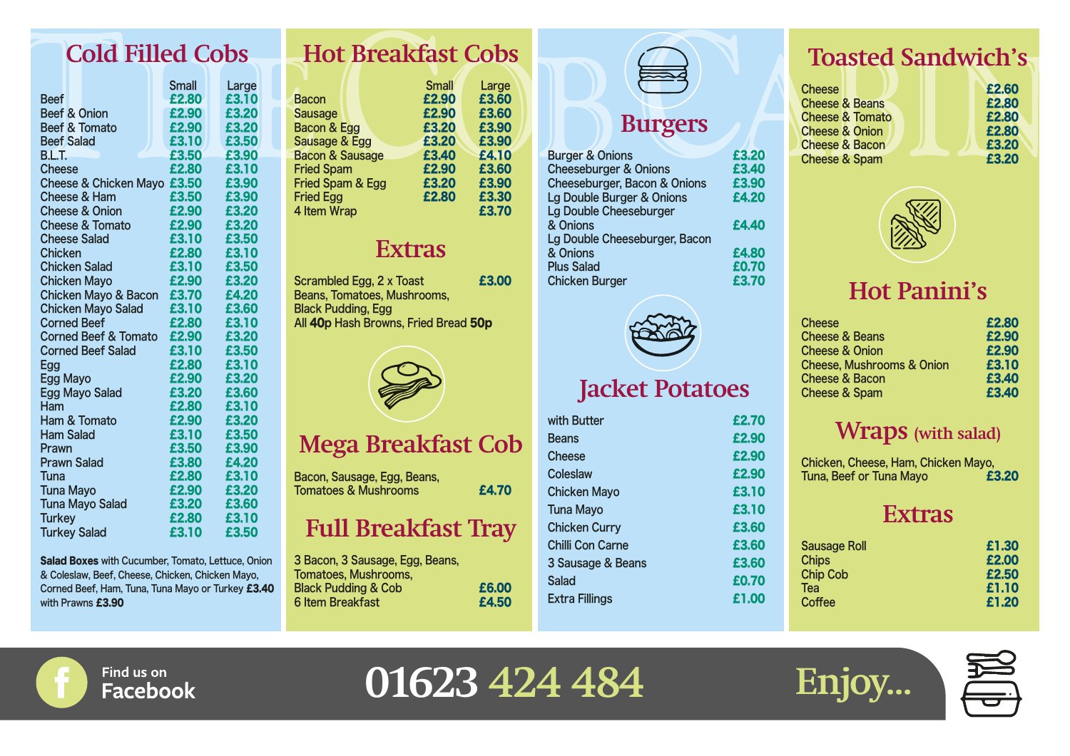## Cold Filled Cobs

| | Small | Large |
|---|---|---|
| Beef | £2.80 | £3.10 |
| Beef & Onion | £2.90 | £3.20 |
| Beef & Tomato | £2.90 | £3.20 |
| Beef Salad | £3.10 | £3.50 |
| B.L.T. | £3.50 | £3.90 |
| Cheese | £2.80 | £3.10 |
| Cheese & Chicken Mayo | £3.50 | £3.90 |
| Cheese & Ham | £3.50 | £3.90 |
| Cheese & Onion | £2.90 | £3.20 |
| Cheese & Tomato | £2.90 | £3.20 |
| Cheese Salad | £3.10 | £3.50 |
| Chicken | £2.80 | £3.10 |
| Chicken Salad | £3.10 | £3.50 |
| Chicken Mayo | £2.90 | £3.20 |
| Chicken Mayo & Bacon | £3.70 | £4.20 |
| Chicken Mayo Salad | £3.10 | £3.60 |
| Corned Beef | £2.80 | £3.10 |
| Corned Beef & Tomato | £2.90 | £3.20 |
| Corned Beef Salad | £3.10 | £3.50 |
| Egg | £2.80 | £3.10 |
| Egg Mayo | £2.90 | £3.20 |
| Egg Mayo Salad | £3.20 | £3.60 |
| Ham | £2.80 | £3.10 |
| Ham & Tomato | £2.90 | £3.20 |
| Ham Salad | £3.10 | £3.50 |
| Prawn | £3.50 | £3.90 |
| Prawn Salad | £3.80 | £4.20 |
| Tuna | £2.80 | £3.10 |
| Tuna Mayo | £2.90 | £3.20 |
| Tuna Mayo Salad | £3.20 | £3.60 |
| Turkey | £2.80 | £3.10 |
| Turkey Salad | £3.10 | £3.50 |

**Salad Boxes** with Cucumber, Tomato, Lettuce, Onion & Coleslaw, Beef, Cheese, Chicken, Chicken Mayo, Corned Beef, Ham, Tuna, Tuna Mayo or Turkey **£3.40** with Prawns **£3.90**

## Hot Breakfast Cobs

| | Small | Large |
|---|---|---|
| Bacon | £2.90 | £3.60 |
| Sausage | £2.90 | £3.60 |
| Bacon & Egg | £3.20 | £3.90 |
| Sausage & Egg | £3.20 | £3.90 |
| Bacon & Sausage | £3.40 | £4.10 |
| Fried Spam | £2.90 | £3.60 |
| Fried Spam & Egg | £3.20 | £3.90 |
| Fried Egg | £2.80 | £3.30 |
| 4 Item Wrap | | £3.70 |

## Extras

Scrambled Egg, 2 x Toast **£3.00**

Beans, Tomatoes, Mushrooms, Black Pudding, Egg

All **40p** Hash Browns, Fried Bread **50p**

## Mega Breakfast Cob

Bacon, Sausage, Egg, Beans, Tomatoes & Mushrooms **£4.70**

## Full Breakfast Tray

3 Bacon, 3 Sausage, Egg, Beans, Tomatoes, Mushrooms, Black Pudding & Cob **£6.00**

6 Item Breakfast **£4.50**

## Burgers

| | |
|---|---|
| Burger & Onions | £3.20 |
| Cheeseburger & Onions | £3.40 |
| Cheeseburger, Bacon & Onions | £3.90 |
| Lg Double Burger & Onions | £4.20 |
| Lg Double Cheeseburger & Onions | £4.40 |
| Lg Double Cheeseburger, Bacon & Onions | £4.80 |
| Plus Salad | £0.70 |
| Chicken Burger | £3.70 |

## Jacket Potatoes

| | |
|---|---|
| with Butter | £2.70 |
| Beans | £2.90 |
| Cheese | £2.90 |
| Coleslaw | £2.90 |
| Chicken Mayo | £3.10 |
| Tuna Mayo | £3.10 |
| Chicken Curry | £3.60 |
| Chilli Con Carne | £3.60 |
| 3 Sausage & Beans | £3.60 |
| Salad | £0.70 |
| Extra Fillings | £1.00 |

## Toasted Sandwich's

| | |
|---|---|
| Cheese | £2.60 |
| Cheese & Beans | £2.80 |
| Cheese & Tomato | £2.80 |
| Cheese & Onion | £2.80 |
| Cheese & Bacon | £3.20 |
| Cheese & Spam | £3.20 |

## Hot Panini's

| | |
|---|---|
| Cheese | £2.80 |
| Cheese & Beans | £2.90 |
| Cheese & Onion | £2.90 |
| Cheese, Mushrooms & Onion | £3.10 |
| Cheese & Bacon | £3.40 |
| Cheese & Spam | £3.40 |

## Wraps (with salad)

Chicken, Cheese, Ham, Chicken Mayo, Tuna, Beef or Tuna Mayo **£3.20**

## Extras

| | |
|---|---|
| Sausage Roll | £1.30 |
| Chips | £2.00 |
| Chip Cob | £2.50 |
| Tea | £1.10 |
| Coffee | £1.20 |

Find us on Facebook

01623 424 484

Enjoy...